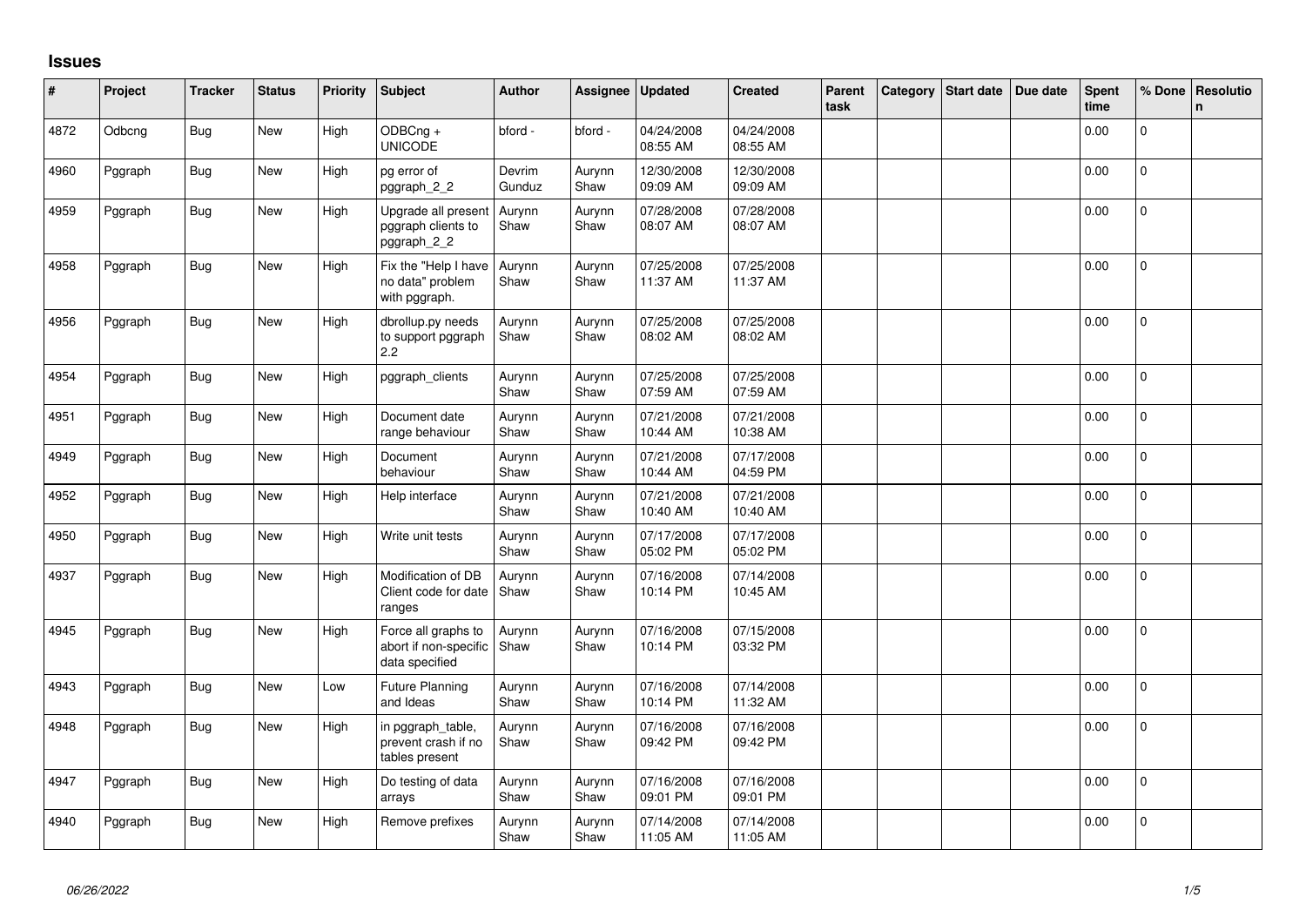# Issues

| # | Project | Tracker | Status | Priority | Subject | Author | Assignee | Updated | Created | Parent task | Category | Start date | Due date | Spent time | % Done | Resolution |
|---|---|---|---|---|---|---|---|---|---|---|---|---|---|---|---|---|
| 4872 | Odbcng | Bug | New | High | ODBCng + UNICODE | bford - | bford - | 04/24/2008 08:55 AM | 04/24/2008 08:55 AM | | | | | 0.00 | 0 | |
| 4960 | Pggraph | Bug | New | High | pg error of pggraph_2_2 | Devrim Gunduz | Aurynn Shaw | 12/30/2008 09:09 AM | 12/30/2008 09:09 AM | | | | | 0.00 | 0 | |
| 4959 | Pggraph | Bug | New | High | Upgrade all present pggraph clients to pggraph_2_2 | Aurynn Shaw | Aurynn Shaw | 07/28/2008 08:07 AM | 07/28/2008 08:07 AM | | | | | 0.00 | 0 | |
| 4958 | Pggraph | Bug | New | High | Fix the "Help I have no data" problem with pggraph. | Aurynn Shaw | Aurynn Shaw | 07/25/2008 11:37 AM | 07/25/2008 11:37 AM | | | | | 0.00 | 0 | |
| 4956 | Pggraph | Bug | New | High | dbrollup.py needs to support pggraph 2.2 | Aurynn Shaw | Aurynn Shaw | 07/25/2008 08:02 AM | 07/25/2008 08:02 AM | | | | | 0.00 | 0 | |
| 4954 | Pggraph | Bug | New | High | pggraph_clients | Aurynn Shaw | Aurynn Shaw | 07/25/2008 07:59 AM | 07/25/2008 07:59 AM | | | | | 0.00 | 0 | |
| 4951 | Pggraph | Bug | New | High | Document date range behaviour | Aurynn Shaw | Aurynn Shaw | 07/21/2008 10:44 AM | 07/21/2008 10:38 AM | | | | | 0.00 | 0 | |
| 4949 | Pggraph | Bug | New | High | Document behaviour | Aurynn Shaw | Aurynn Shaw | 07/21/2008 10:44 AM | 07/17/2008 04:59 PM | | | | | 0.00 | 0 | |
| 4952 | Pggraph | Bug | New | High | Help interface | Aurynn Shaw | Aurynn Shaw | 07/21/2008 10:40 AM | 07/21/2008 10:40 AM | | | | | 0.00 | 0 | |
| 4950 | Pggraph | Bug | New | High | Write unit tests | Aurynn Shaw | Aurynn Shaw | 07/17/2008 05:02 PM | 07/17/2008 05:02 PM | | | | | 0.00 | 0 | |
| 4937 | Pggraph | Bug | New | High | Modification of DB Client code for date ranges | Aurynn Shaw | Aurynn Shaw | 07/16/2008 10:14 PM | 07/14/2008 10:45 AM | | | | | 0.00 | 0 | |
| 4945 | Pggraph | Bug | New | High | Force all graphs to abort if non-specific data specified | Aurynn Shaw | Aurynn Shaw | 07/16/2008 10:14 PM | 07/15/2008 03:32 PM | | | | | 0.00 | 0 | |
| 4943 | Pggraph | Bug | New | Low | Future Planning and Ideas | Aurynn Shaw | Aurynn Shaw | 07/16/2008 10:14 PM | 07/14/2008 11:32 AM | | | | | 0.00 | 0 | |
| 4948 | Pggraph | Bug | New | High | in pggraph_table, prevent crash if no tables present | Aurynn Shaw | Aurynn Shaw | 07/16/2008 09:42 PM | 07/16/2008 09:42 PM | | | | | 0.00 | 0 | |
| 4947 | Pggraph | Bug | New | High | Do testing of data arrays | Aurynn Shaw | Aurynn Shaw | 07/16/2008 09:01 PM | 07/16/2008 09:01 PM | | | | | 0.00 | 0 | |
| 4940 | Pggraph | Bug | New | High | Remove prefixes | Aurynn Shaw | Aurynn Shaw | 07/14/2008 11:05 AM | 07/14/2008 11:05 AM | | | | | 0.00 | 0 | |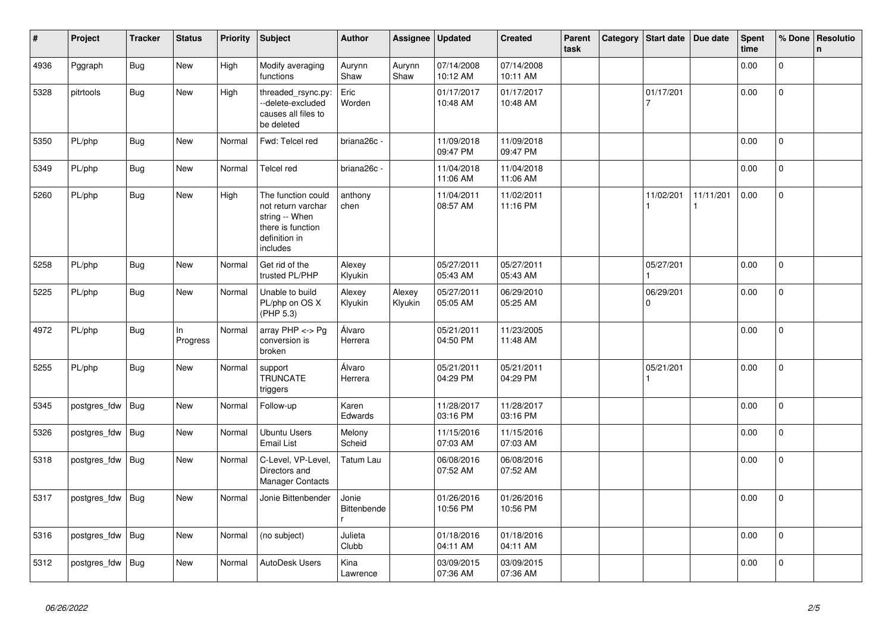| # | Project | Tracker | Status | Priority | Subject | Author | Assignee | Updated | Created | Parent task | Category | Start date | Due date | Spent time | % Done | Resolution |
|---|---|---|---|---|---|---|---|---|---|---|---|---|---|---|---|---|
| 4936 | Pggraph | Bug | New | High | Modify averaging functions | Aurynn Shaw | Aurynn Shaw | 07/14/2008 10:12 AM | 07/14/2008 10:11 AM | | | | | 0.00 | 0 | |
| 5328 | pitrtools | Bug | New | High | threaded_rsync.py: --delete-excluded causes all files to be deleted | Eric Worden | | 01/17/2017 10:48 AM | 01/17/2017 10:48 AM | | | 01/17/2017 | | 0.00 | 0 | |
| 5350 | PL/php | Bug | New | Normal | Fwd: Telcel red | briana26c - | | 11/09/2018 09:47 PM | 11/09/2018 09:47 PM | | | | | 0.00 | 0 | |
| 5349 | PL/php | Bug | New | Normal | Telcel red | briana26c - | | 11/04/2018 11:06 AM | 11/04/2018 11:06 AM | | | | | 0.00 | 0 | |
| 5260 | PL/php | Bug | New | High | The function could not return varchar string -- When there is function definition in includes | anthony chen | | 11/04/2011 08:57 AM | 11/02/2011 11:16 PM | | | 11/02/2011 | 11/11/2011 | 0.00 | 0 | |
| 5258 | PL/php | Bug | New | Normal | Get rid of the trusted PL/PHP | Alexey Klyukin | | 05/27/2011 05:43 AM | 05/27/2011 05:43 AM | | | 05/27/2011 | | 0.00 | 0 | |
| 5225 | PL/php | Bug | New | Normal | Unable to build PL/php on OS X (PHP 5.3) | Alexey Klyukin | Alexey Klyukin | 05/27/2011 05:05 AM | 06/29/2010 05:25 AM | | | 06/29/2010 | | 0.00 | 0 | |
| 4972 | PL/php | Bug | In Progress | Normal | array PHP <-> Pg conversion is broken | Álvaro Herrera | | 05/21/2011 04:50 PM | 11/23/2005 11:48 AM | | | | | 0.00 | 0 | |
| 5255 | PL/php | Bug | New | Normal | support TRUNCATE triggers | Álvaro Herrera | | 05/21/2011 04:29 PM | 05/21/2011 04:29 PM | | | 05/21/2011 | | 0.00 | 0 | |
| 5345 | postgres_fdw | Bug | New | Normal | Follow-up | Karen Edwards | | 11/28/2017 03:16 PM | 11/28/2017 03:16 PM | | | | | 0.00 | 0 | |
| 5326 | postgres_fdw | Bug | New | Normal | Ubuntu Users Email List | Melony Scheid | | 11/15/2016 07:03 AM | 11/15/2016 07:03 AM | | | | | 0.00 | 0 | |
| 5318 | postgres_fdw | Bug | New | Normal | C-Level, VP-Level, Directors and Manager Contacts | Tatum Lau | | 06/08/2016 07:52 AM | 06/08/2016 07:52 AM | | | | | 0.00 | 0 | |
| 5317 | postgres_fdw | Bug | New | Normal | Jonie Bittenbender | Jonie Bittenbender | | 01/26/2016 10:56 PM | 01/26/2016 10:56 PM | | | | | 0.00 | 0 | |
| 5316 | postgres_fdw | Bug | New | Normal | (no subject) | Julieta Clubb | | 01/18/2016 04:11 AM | 01/18/2016 04:11 AM | | | | | 0.00 | 0 | |
| 5312 | postgres_fdw | Bug | New | Normal | AutoDesk Users | Kina Lawrence | | 03/09/2015 07:36 AM | 03/09/2015 07:36 AM | | | | | 0.00 | 0 | |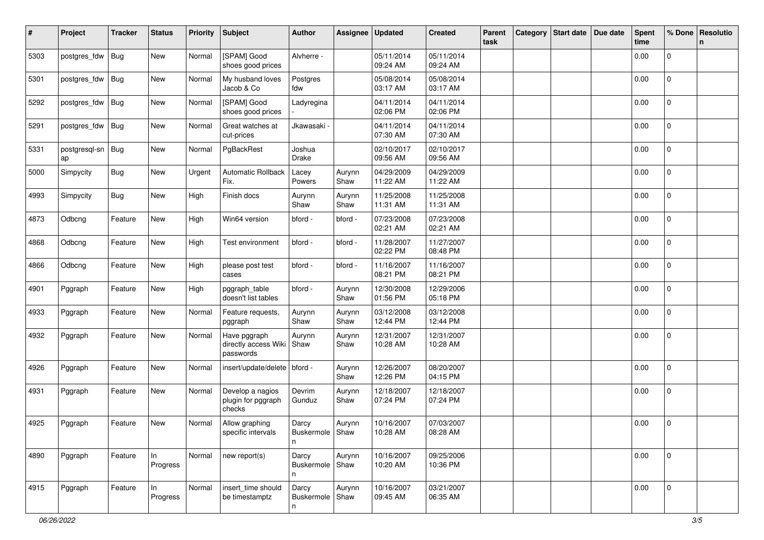| # | Project | Tracker | Status | Priority | Subject | Author | Assignee | Updated | Created | Parent task | Category | Start date | Due date | Spent time | % Done | Resolution |
|---|---|---|---|---|---|---|---|---|---|---|---|---|---|---|---|---|
| 5303 | postgres_fdw | Bug | New | Normal | [SPAM] Good shoes good prices | Alvherre - | | 05/11/2014 09:24 AM | 05/11/2014 09:24 AM | | | | | 0.00 | 0 | |
| 5301 | postgres_fdw | Bug | New | Normal | My husband loves Jacob & Co | Postgres fdw | | 05/08/2014 03:17 AM | 05/08/2014 03:17 AM | | | | | 0.00 | 0 | |
| 5292 | postgres_fdw | Bug | New | Normal | [SPAM] Good shoes good prices | Ladyregina - | | 04/11/2014 02:06 PM | 04/11/2014 02:06 PM | | | | | 0.00 | 0 | |
| 5291 | postgres_fdw | Bug | New | Normal | Great watches at cut-prices | Jkawasaki - | | 04/11/2014 07:30 AM | 04/11/2014 07:30 AM | | | | | 0.00 | 0 | |
| 5331 | postgresql-snap | Bug | New | Normal | PgBackRest | Joshua Drake | | 02/10/2017 09:56 AM | 02/10/2017 09:56 AM | | | | | 0.00 | 0 | |
| 5000 | Simpycity | Bug | New | Urgent | Automatic Rollback Fix. | Lacey Powers | Aurynn Shaw | 04/29/2009 11:22 AM | 04/29/2009 11:22 AM | | | | | 0.00 | 0 | |
| 4993 | Simpycity | Bug | New | High | Finish docs | Aurynn Shaw | Aurynn Shaw | 11/25/2008 11:31 AM | 11/25/2008 11:31 AM | | | | | 0.00 | 0 | |
| 4873 | Odbcng | Feature | New | High | Win64 version | bford - | bford - | 07/23/2008 02:21 AM | 07/23/2008 02:21 AM | | | | | 0.00 | 0 | |
| 4868 | Odbcng | Feature | New | High | Test environment | bford - | bford - | 11/28/2007 02:22 PM | 11/27/2007 08:48 PM | | | | | 0.00 | 0 | |
| 4866 | Odbcng | Feature | New | High | please post test cases | bford - | bford - | 11/16/2007 08:21 PM | 11/16/2007 08:21 PM | | | | | 0.00 | 0 | |
| 4901 | Pggraph | Feature | New | High | pggraph_table doesn't list tables | bford - | Aurynn Shaw | 12/30/2008 01:56 PM | 12/29/2006 05:18 PM | | | | | 0.00 | 0 | |
| 4933 | Pggraph | Feature | New | Normal | Feature requests, pggraph | Aurynn Shaw | Aurynn Shaw | 03/12/2008 12:44 PM | 03/12/2008 12:44 PM | | | | | 0.00 | 0 | |
| 4932 | Pggraph | Feature | New | Normal | Have pggraph directly access Wiki passwords | Aurynn Shaw | Aurynn Shaw | 12/31/2007 10:28 AM | 12/31/2007 10:28 AM | | | | | 0.00 | 0 | |
| 4926 | Pggraph | Feature | New | Normal | insert/update/delete | bford - | Aurynn Shaw | 12/26/2007 12:26 PM | 08/20/2007 04:15 PM | | | | | 0.00 | 0 | |
| 4931 | Pggraph | Feature | New | Normal | Develop a nagios plugin for pggraph checks | Devrim Gunduz | Aurynn Shaw | 12/18/2007 07:24 PM | 12/18/2007 07:24 PM | | | | | 0.00 | 0 | |
| 4925 | Pggraph | Feature | New | Normal | Allow graphing specific intervals | Darcy Buskermolen | Aurynn Shaw | 10/16/2007 10:28 AM | 07/03/2007 08:28 AM | | | | | 0.00 | 0 | |
| 4890 | Pggraph | Feature | In Progress | Normal | new report(s) | Darcy Buskermolen | Aurynn Shaw | 10/16/2007 10:20 AM | 09/25/2006 10:36 PM | | | | | 0.00 | 0 | |
| 4915 | Pggraph | Feature | In Progress | Normal | insert_time should be timestamptz | Darcy Buskermolen | Aurynn Shaw | 10/16/2007 09:45 AM | 03/21/2007 06:35 AM | | | | | 0.00 | 0 | |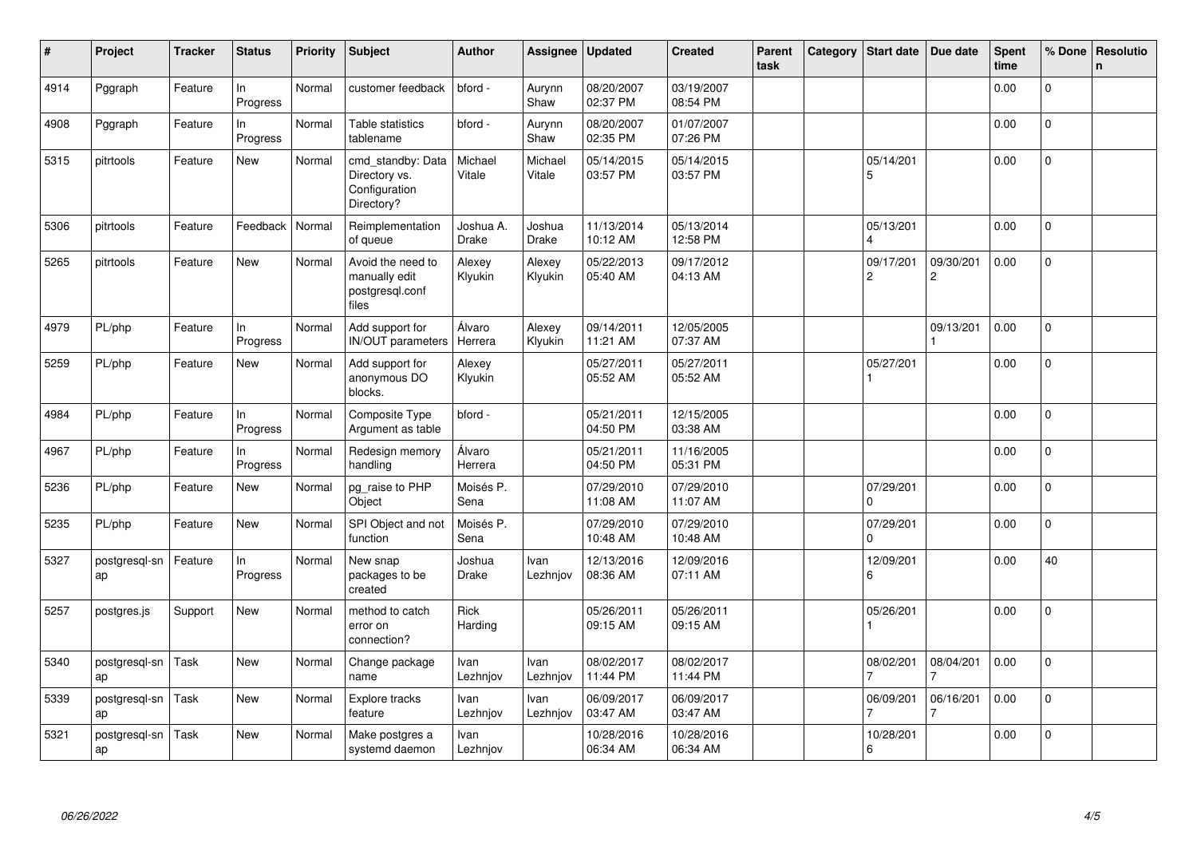| # | Project | Tracker | Status | Priority | Subject | Author | Assignee | Updated | Created | Parent task | Category | Start date | Due date | Spent time | % Done | Resolution |
|---|---|---|---|---|---|---|---|---|---|---|---|---|---|---|---|---|
| 4914 | Pggraph | Feature | In Progress | Normal | customer feedback | bford - | Aurynn Shaw | 08/20/2007 02:37 PM | 03/19/2007 08:54 PM | | | | | 0.00 | 0 | |
| 4908 | Pggraph | Feature | In Progress | Normal | Table statistics tablename | bford - | Aurynn Shaw | 08/20/2007 02:35 PM | 01/07/2007 07:26 PM | | | | | 0.00 | 0 | |
| 5315 | pitrtools | Feature | New | Normal | cmd_standby: Data Directory vs. Configuration Directory? | Michael Vitale | Michael Vitale | 05/14/2015 03:57 PM | 05/14/2015 03:57 PM | | | 05/14/2015 | | 0.00 | 0 | |
| 5306 | pitrtools | Feature | Feedback | Normal | Reimplementation of queue | Joshua A. Drake | Joshua Drake | 11/13/2014 10:12 AM | 05/13/2014 12:58 PM | | | 05/13/2014 | | 0.00 | 0 | |
| 5265 | pitrtools | Feature | New | Normal | Avoid the need to manually edit postgresql.conf files | Alexey Klyukin | Alexey Klyukin | 05/22/2013 05:40 AM | 09/17/2012 04:13 AM | | | 09/17/2012 | 09/30/2012 | 0.00 | 0 | |
| 4979 | PL/php | Feature | In Progress | Normal | Add support for IN/OUT parameters | Álvaro Herrera | Alexey Klyukin | 09/14/2011 11:21 AM | 12/05/2005 07:37 AM | | | | 09/13/2011 | 0.00 | 0 | |
| 5259 | PL/php | Feature | New | Normal | Add support for anonymous DO blocks. | Alexey Klyukin | | 05/27/2011 05:52 AM | 05/27/2011 05:52 AM | | | 05/27/2011 | | 0.00 | 0 | |
| 4984 | PL/php | Feature | In Progress | Normal | Composite Type Argument as table | bford - | | 05/21/2011 04:50 PM | 12/15/2005 03:38 AM | | | | | 0.00 | 0 | |
| 4967 | PL/php | Feature | In Progress | Normal | Redesign memory handling | Álvaro Herrera | | 05/21/2011 04:50 PM | 11/16/2005 05:31 PM | | | | | 0.00 | 0 | |
| 5236 | PL/php | Feature | New | Normal | pg_raise to PHP Object | Moisés P. Sena | | 07/29/2010 11:08 AM | 07/29/2010 11:07 AM | | | 07/29/2010 | | 0.00 | 0 | |
| 5235 | PL/php | Feature | New | Normal | SPI Object and not function | Moisés P. Sena | | 07/29/2010 10:48 AM | 07/29/2010 10:48 AM | | | 07/29/2010 | | 0.00 | 0 | |
| 5327 | postgresql-snap | Feature | In Progress | Normal | New snap packages to be created | Joshua Drake | Ivan Lezhnjov | 12/13/2016 08:36 AM | 12/09/2016 07:11 AM | | | 12/09/2016 | | 0.00 | 40 | |
| 5257 | postgres.js | Support | New | Normal | method to catch error on connection? | Rick Harding | | 05/26/2011 09:15 AM | 05/26/2011 09:15 AM | | | 05/26/2011 | | 0.00 | 0 | |
| 5340 | postgresql-snap | Task | New | Normal | Change package name | Ivan Lezhnjov | Ivan Lezhnjov | 08/02/2017 11:44 PM | 08/02/2017 11:44 PM | | | 08/02/2017 | 08/04/2017 | 0.00 | 0 | |
| 5339 | postgresql-snap | Task | New | Normal | Explore tracks feature | Ivan Lezhnjov | Ivan Lezhnjov | 06/09/2017 03:47 AM | 06/09/2017 03:47 AM | | | 06/09/2017 | 06/16/2017 | 0.00 | 0 | |
| 5321 | postgresql-snap | Task | New | Normal | Make postgres a systemd daemon | Ivan Lezhnjov | | 10/28/2016 06:34 AM | 10/28/2016 06:34 AM | | | 10/28/2016 | | 0.00 | 0 | |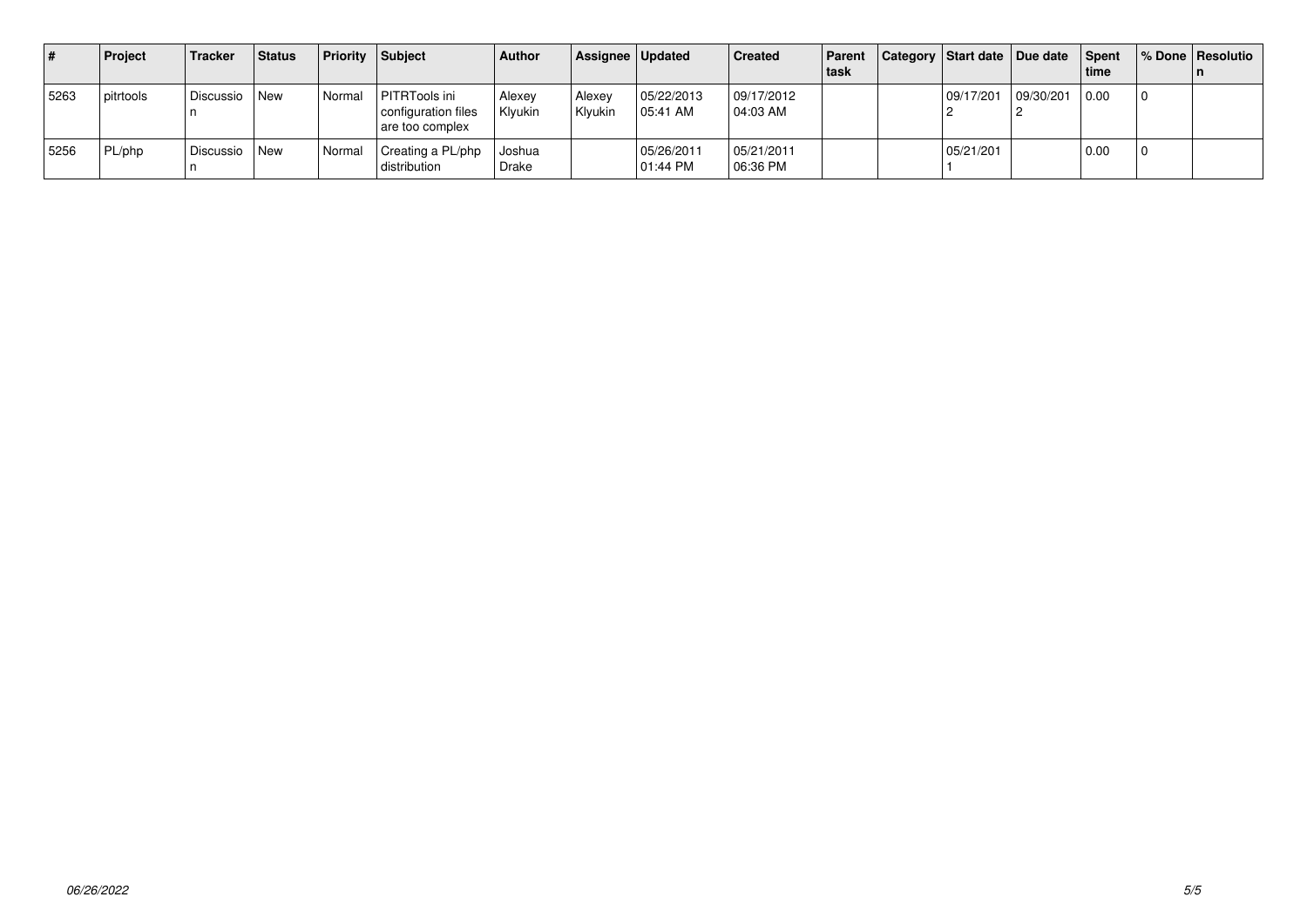| # | Project | Tracker | Status | Priority | Subject | Author | Assignee | Updated | Created | Parent task | Category | Start date | Due date | Spent time | % Done | Resolution |
|---|---|---|---|---|---|---|---|---|---|---|---|---|---|---|---|---|
| 5263 | pitrtools | Discussion | New | Normal | PITRTools ini configuration files are too complex | Alexey Klyukin | Alexey Klyukin | 05/22/2013 05:41 AM | 09/17/2012 04:03 AM | | | 09/17/2012 | 09/30/2012 | 0.00 | 0 | |
| 5256 | PL/php | Discussion | New | Normal | Creating a PL/php distribution | Joshua Drake | | 05/26/2011 01:44 PM | 05/21/2011 06:36 PM | | | 05/21/2011 | | 0.00 | 0 | |